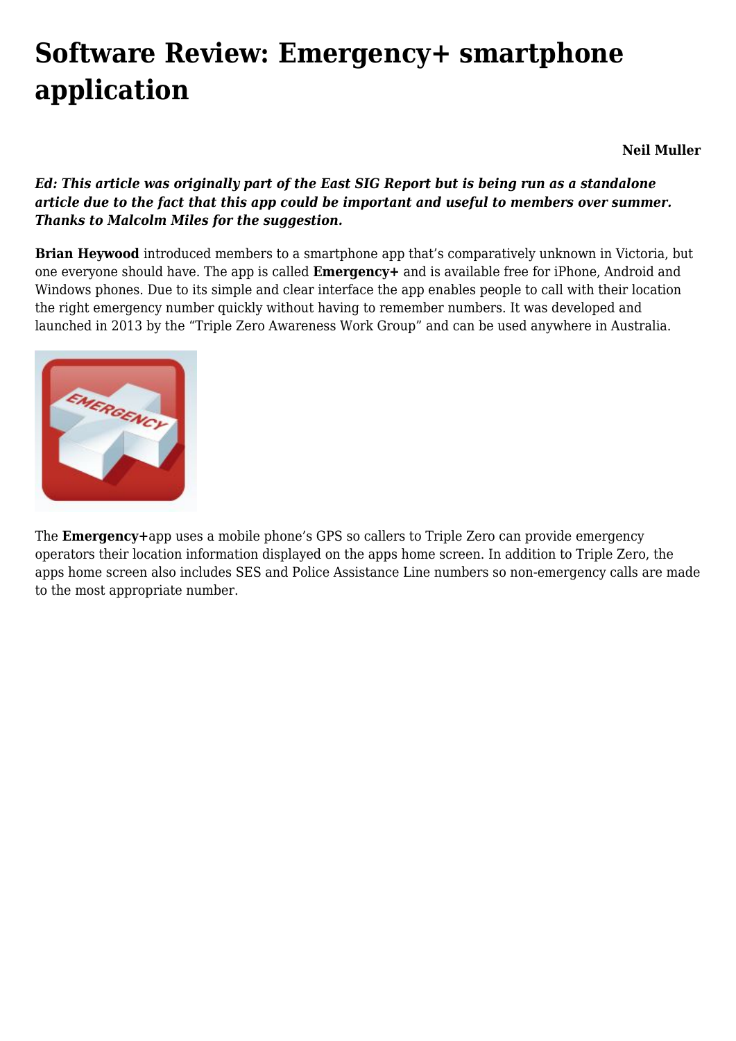# Software Review: Emergency+ smartphone application

**Neil Muller**

***Ed: This article was originally part of the East SIG Report but is being run as a standalone article due to the fact that this app could be important and useful to members over summer. Thanks to Malcolm Miles for the suggestion.***

**Brian Heywood** introduced members to a smartphone app that's comparatively unknown in Victoria, but one everyone should have. The app is called **Emergency+** and is available free for iPhone, Android and Windows phones. Due to its simple and clear interface the app enables people to call with their location the right emergency number quickly without having to remember numbers. It was developed and launched in 2013 by the "Triple Zero Awareness Work Group" and can be used anywhere in Australia.

The **Emergency+**app uses a mobile phone's GPS so callers to Triple Zero can provide emergency operators their location information displayed on the apps home screen. In addition to Triple Zero, the apps home screen also includes SES and Police Assistance Line numbers so non-emergency calls are made to the most appropriate number.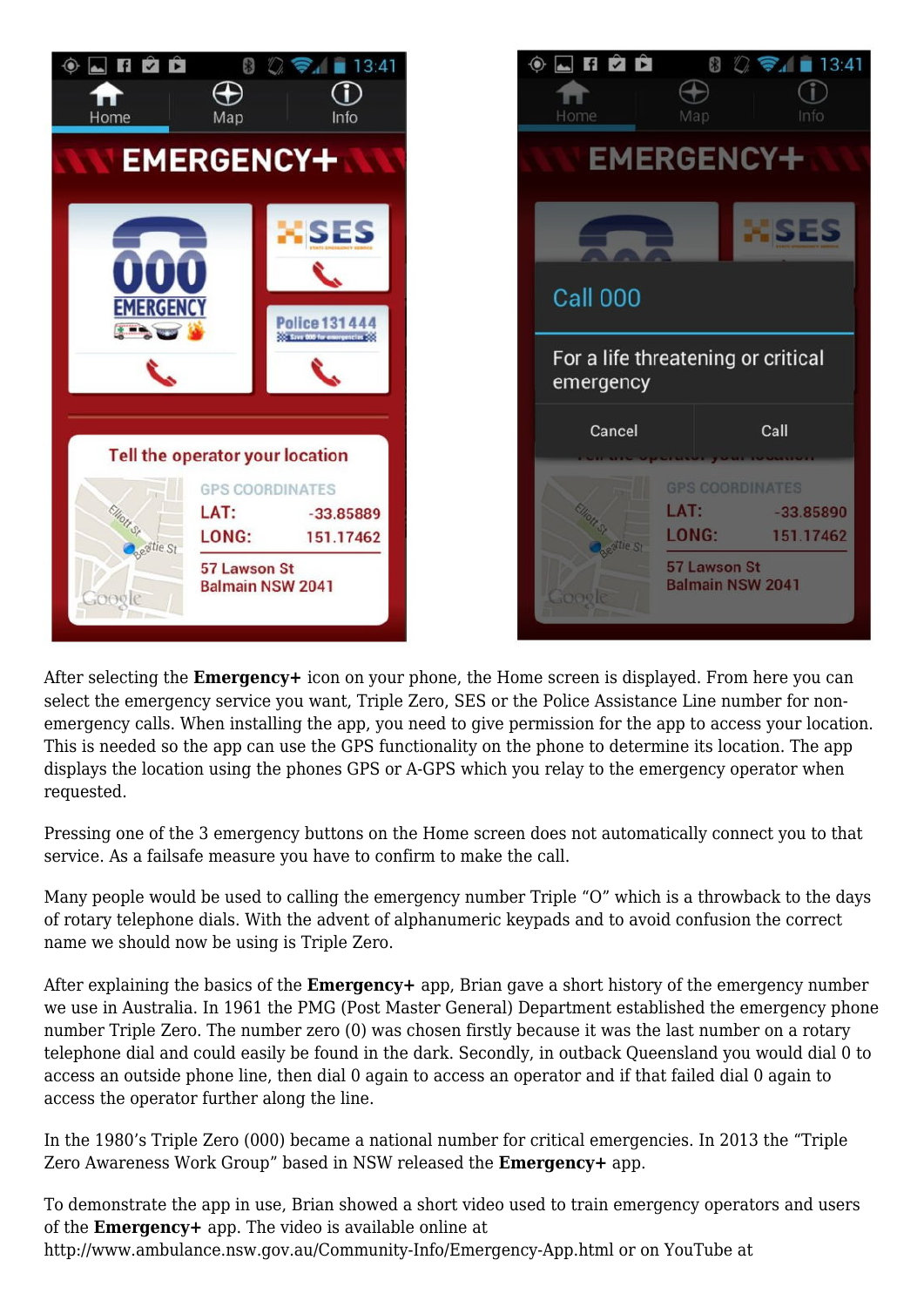After selecting the **Emergency+** icon on your phone, the Home screen is displayed. From here you can select the emergency service you want, Triple Zero, SES or the Police Assistance Line number for non-emergency calls. When installing the app, you need to give permission for the app to access your location. This is needed so the app can use the GPS functionality on the phone to determine its location. The app displays the location using the phones GPS or A-GPS which you relay to the emergency operator when requested.

Pressing one of the 3 emergency buttons on the Home screen does not automatically connect you to that service. As a failsafe measure you have to confirm to make the call.

Many people would be used to calling the emergency number Triple "O" which is a throwback to the days of rotary telephone dials. With the advent of alphanumeric keypads and to avoid confusion the correct name we should now be using is Triple Zero.

After explaining the basics of the **Emergency+** app, Brian gave a short history of the emergency number we use in Australia. In 1961 the PMG (Post Master General) Department established the emergency phone number Triple Zero. The number zero (0) was chosen firstly because it was the last number on a rotary telephone dial and could easily be found in the dark. Secondly, in outback Queensland you would dial 0 to access an outside phone line, then dial 0 again to access an operator and if that failed dial 0 again to access the operator further along the line.

In the 1980's Triple Zero (000) became a national number for critical emergencies. In 2013 the "Triple Zero Awareness Work Group" based in NSW released the **Emergency+** app.

To demonstrate the app in use, Brian showed a short video used to train emergency operators and users of the **Emergency+** app. The video is available online at http://www.ambulance.nsw.gov.au/Community-Info/Emergency-App.html or on YouTube at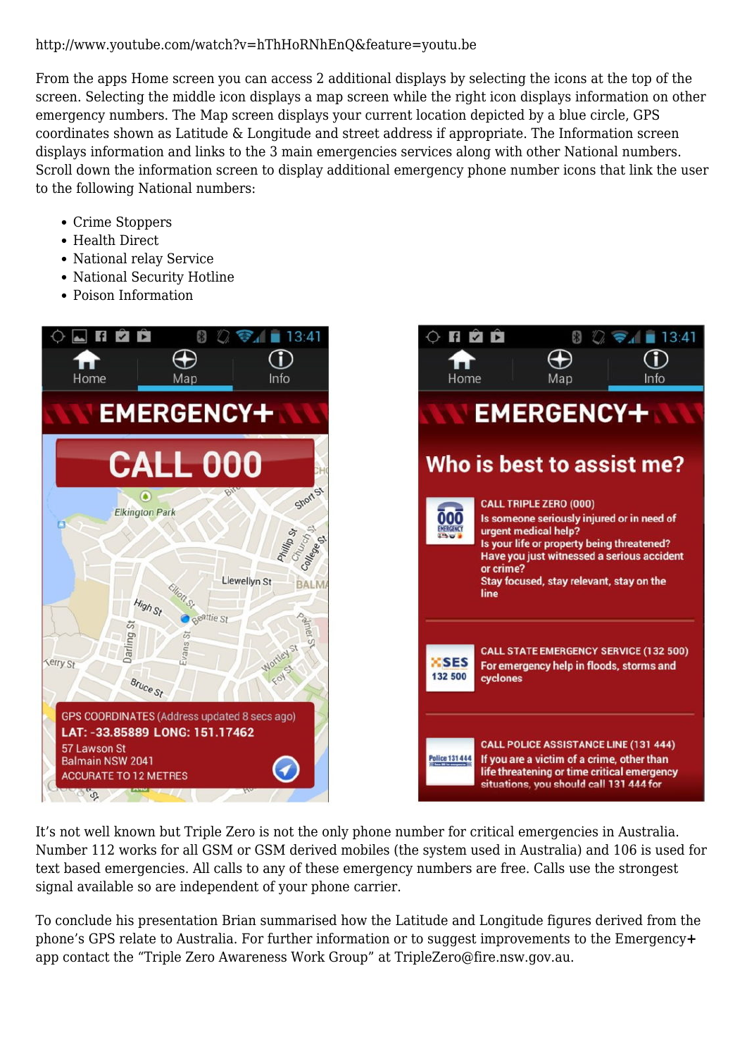http://www.youtube.com/watch?v=hThHoRNhEnQ&feature=youtu.be

From the apps Home screen you can access 2 additional displays by selecting the icons at the top of the screen. Selecting the middle icon displays a map screen while the right icon displays information on other emergency numbers. The Map screen displays your current location depicted by a blue circle, GPS coordinates shown as Latitude & Longitude and street address if appropriate. The Information screen displays information and links to the 3 main emergencies services along with other National numbers. Scroll down the information screen to display additional emergency phone number icons that link the user to the following National numbers:

- Crime Stoppers
- Health Direct
- National relay Service
- National Security Hotline
- Poison Information

It's not well known but Triple Zero is not the only phone number for critical emergencies in Australia. Number 112 works for all GSM or GSM derived mobiles (the system used in Australia) and 106 is used for text based emergencies. All calls to any of these emergency numbers are free. Calls use the strongest signal available so are independent of your phone carrier.

To conclude his presentation Brian summarised how the Latitude and Longitude figures derived from the phone's GPS relate to Australia. For further information or to suggest improvements to the Emergency**+** app contact the "Triple Zero Awareness Work Group" at TripleZero@fire.nsw.gov.au.